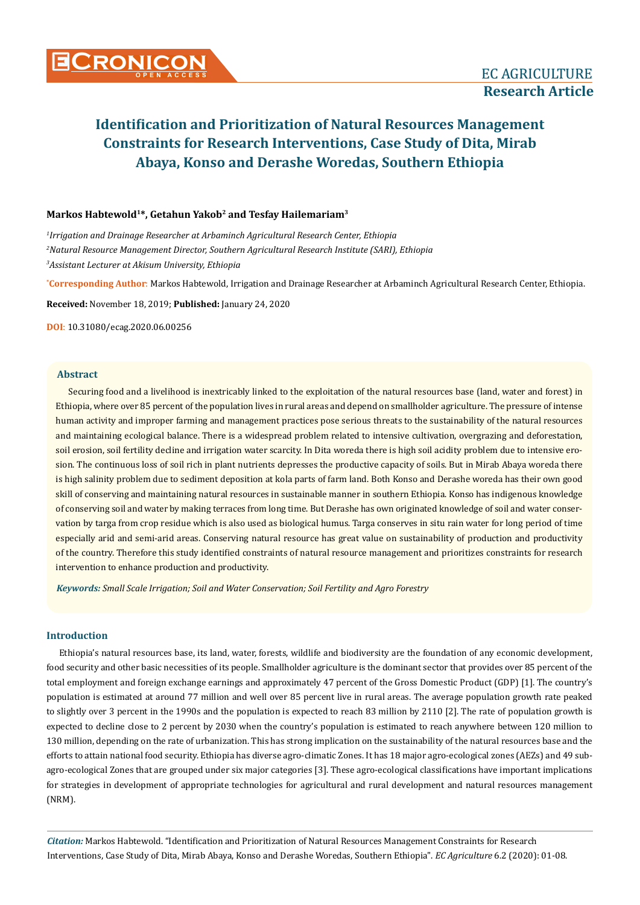# Identification and Prioritization of Natural Resources Management Constraints for Research Interventions, Case Study of Dita, Mirab Abaya, Konso and Derashe Woredas, Southern Ethiopia

**Markos Habtewold[1]*, Getahun Yakob[2] and Tesfay Hailemariam[3]**

[1]*Irrigation and Drainage Researcher at Arbaminch Agricultural Research Center, Ethiopia*

[2]*Natural Resource Management Director, Southern Agricultural Research Institute (SARI), Ethiopia*

[3]*Assistant Lecturer at Akisum University, Ethiopia*

***Corresponding Author**: Markos Habtewold, Irrigation and Drainage Researcher at Arbaminch Agricultural Research Center, Ethiopia.

**Received:** November 18, 2019; **Published:** January 24, 2020

**DOI**: 10.31080/ecag.2020.06.00256

## Abstract

Securing food and a livelihood is inextricably linked to the exploitation of the natural resources base (land, water and forest) in Ethiopia, where over 85 percent of the population lives in rural areas and depend on smallholder agriculture. The pressure of intense human activity and improper farming and management practices pose serious threats to the sustainability of the natural resources and maintaining ecological balance. There is a widespread problem related to intensive cultivation, overgrazing and deforestation, soil erosion, soil fertility decline and irrigation water scarcity. In Dita woreda there is high soil acidity problem due to intensive erosion. The continuous loss of soil rich in plant nutrients depresses the productive capacity of soils. But in Mirab Abaya woreda there is high salinity problem due to sediment deposition at kola parts of farm land. Both Konso and Derashe woreda has their own good skill of conserving and maintaining natural resources in sustainable manner in southern Ethiopia. Konso has indigenous knowledge of conserving soil and water by making terraces from long time. But Derashe has own originated knowledge of soil and water conservation by targa from crop residue which is also used as biological humus. Targa conserves in situ rain water for long period of time especially arid and semi-arid areas. Conserving natural resource has great value on sustainability of production and productivity of the country. Therefore this study identified constraints of natural resource management and prioritizes constraints for research intervention to enhance production and productivity.

***Keywords:*** *Small Scale Irrigation; Soil and Water Conservation; Soil Fertility and Agro Forestry*

## Introduction

Ethiopia's natural resources base, its land, water, forests, wildlife and biodiversity are the foundation of any economic development, food security and other basic necessities of its people. Smallholder agriculture is the dominant sector that provides over 85 percent of the total employment and foreign exchange earnings and approximately 47 percent of the Gross Domestic Product (GDP) [1]. The country's population is estimated at around 77 million and well over 85 percent live in rural areas. The average population growth rate peaked to slightly over 3 percent in the 1990s and the population is expected to reach 83 million by 2110 [2]. The rate of population growth is expected to decline close to 2 percent by 2030 when the country's population is estimated to reach anywhere between 120 million to 130 million, depending on the rate of urbanization. This has strong implication on the sustainability of the natural resources base and the efforts to attain national food security. Ethiopia has diverse agro-climatic Zones. It has 18 major agro-ecological zones (AEZs) and 49 sub-agro-ecological Zones that are grouped under six major categories [3]. These agro-ecological classifications have important implications for strategies in development of appropriate technologies for agricultural and rural development and natural resources management (NRM).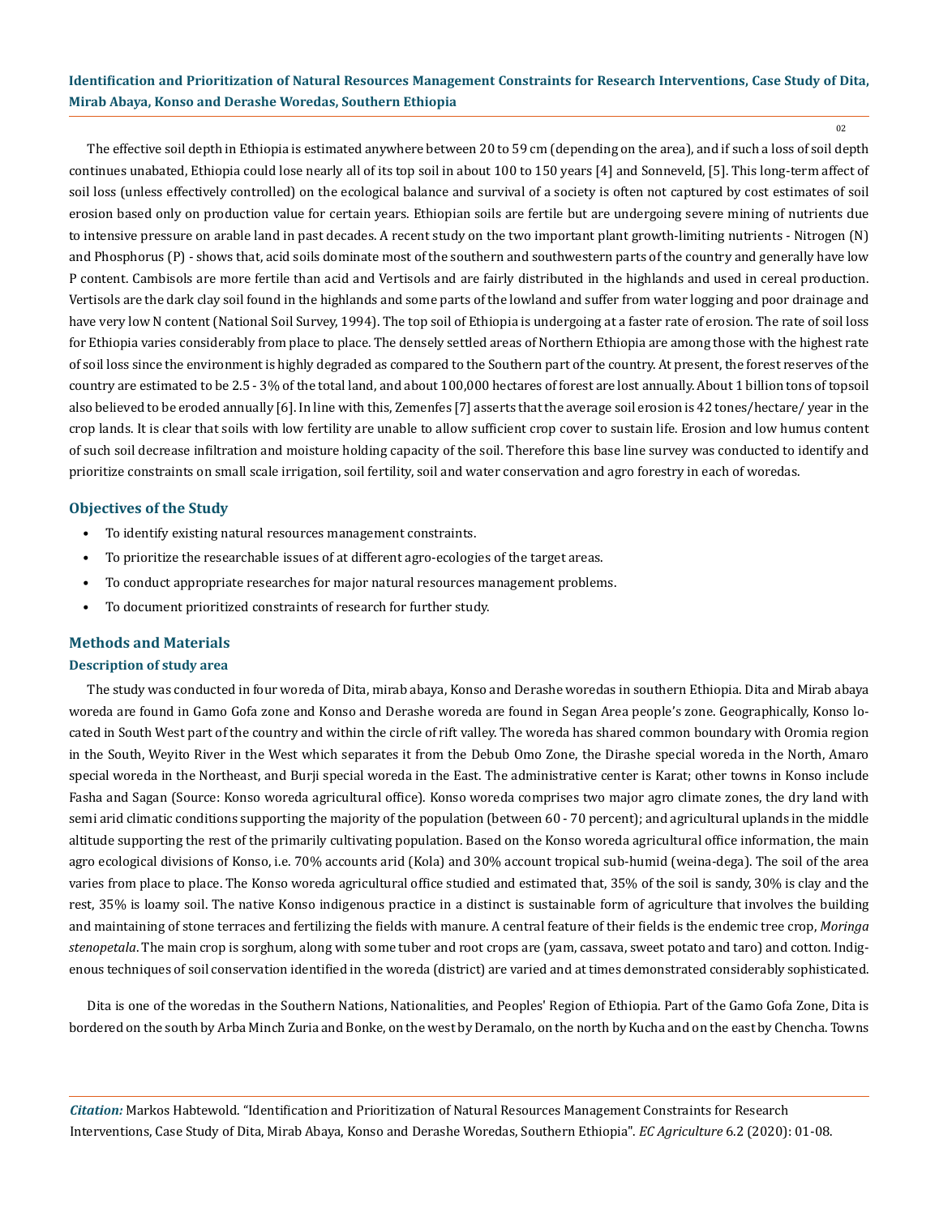The effective soil depth in Ethiopia is estimated anywhere between 20 to 59 cm (depending on the area), and if such a loss of soil depth continues unabated, Ethiopia could lose nearly all of its top soil in about 100 to 150 years [4] and Sonneveld, [5]. This long-term affect of soil loss (unless effectively controlled) on the ecological balance and survival of a society is often not captured by cost estimates of soil erosion based only on production value for certain years. Ethiopian soils are fertile but are undergoing severe mining of nutrients due to intensive pressure on arable land in past decades. A recent study on the two important plant growth-limiting nutrients - Nitrogen (N) and Phosphorus (P) - shows that, acid soils dominate most of the southern and southwestern parts of the country and generally have low P content. Cambisols are more fertile than acid and Vertisols and are fairly distributed in the highlands and used in cereal production. Vertisols are the dark clay soil found in the highlands and some parts of the lowland and suffer from water logging and poor drainage and have very low N content (National Soil Survey, 1994). The top soil of Ethiopia is undergoing at a faster rate of erosion. The rate of soil loss for Ethiopia varies considerably from place to place. The densely settled areas of Northern Ethiopia are among those with the highest rate of soil loss since the environment is highly degraded as compared to the Southern part of the country. At present, the forest reserves of the country are estimated to be 2.5 - 3% of the total land, and about 100,000 hectares of forest are lost annually. About 1 billion tons of topsoil also believed to be eroded annually [6]. In line with this, Zemenfes [7] asserts that the average soil erosion is 42 tones/hectare/ year in the crop lands. It is clear that soils with low fertility are unable to allow sufficient crop cover to sustain life. Erosion and low humus content of such soil decrease infiltration and moisture holding capacity of the soil. Therefore this base line survey was conducted to identify and prioritize constraints on small scale irrigation, soil fertility, soil and water conservation and agro forestry in each of woredas.

## Objectives of the Study

- To identify existing natural resources management constraints.
- To prioritize the researchable issues of at different agro-ecologies of the target areas.
- To conduct appropriate researches for major natural resources management problems.
- To document prioritized constraints of research for further study.

## Methods and Materials

### Description of study area

The study was conducted in four woreda of Dita, mirab abaya, Konso and Derashe woredas in southern Ethiopia. Dita and Mirab abaya woreda are found in Gamo Gofa zone and Konso and Derashe woreda are found in Segan Area people's zone. Geographically, Konso located in South West part of the country and within the circle of rift valley. The woreda has shared common boundary with Oromia region in the South, Weyito River in the West which separates it from the Debub Omo Zone, the Dirashe special woreda in the North, Amaro special woreda in the Northeast, and Burji special woreda in the East. The administrative center is Karat; other towns in Konso include Fasha and Sagan (Source: Konso woreda agricultural office). Konso woreda comprises two major agro climate zones, the dry land with semi arid climatic conditions supporting the majority of the population (between 60 - 70 percent); and agricultural uplands in the middle altitude supporting the rest of the primarily cultivating population. Based on the Konso woreda agricultural office information, the main agro ecological divisions of Konso, i.e. 70% accounts arid (Kola) and 30% account tropical sub-humid (weina-dega). The soil of the area varies from place to place. The Konso woreda agricultural office studied and estimated that, 35% of the soil is sandy, 30% is clay and the rest, 35% is loamy soil. The native Konso indigenous practice in a distinct is sustainable form of agriculture that involves the building and maintaining of stone terraces and fertilizing the fields with manure. A central feature of their fields is the endemic tree crop, *Moringa stenopetala*. The main crop is sorghum, along with some tuber and root crops are (yam, cassava, sweet potato and taro) and cotton. Indigenous techniques of soil conservation identified in the woreda (district) are varied and at times demonstrated considerably sophisticated.

Dita is one of the woredas in the Southern Nations, Nationalities, and Peoples' Region of Ethiopia. Part of the Gamo Gofa Zone, Dita is bordered on the south by Arba Minch Zuria and Bonke, on the west by Deramalo, on the north by Kucha and on the east by Chencha. Towns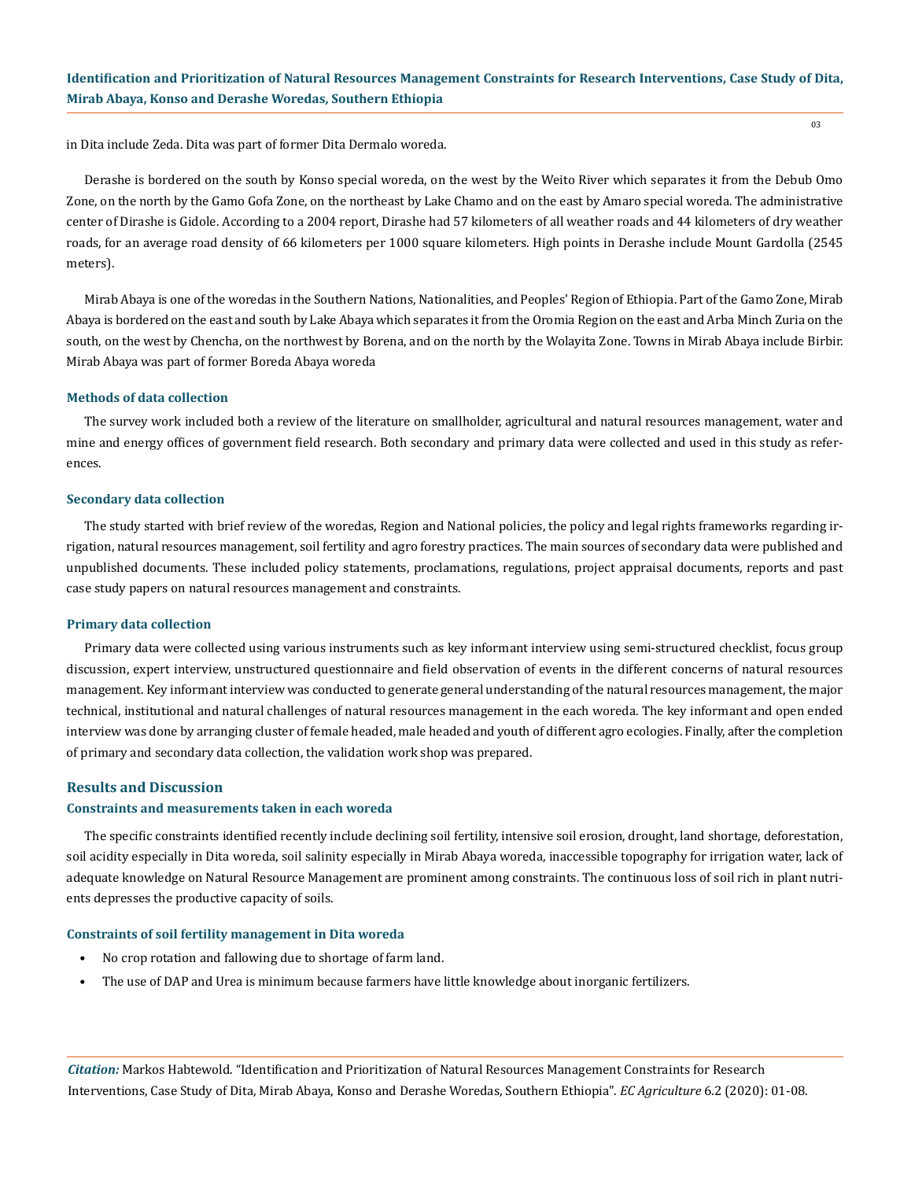in Dita include Zeda. Dita was part of former Dita Dermalo woreda.

Derashe is bordered on the south by Konso special woreda, on the west by the Weito River which separates it from the Debub Omo Zone, on the north by the Gamo Gofa Zone, on the northeast by Lake Chamo and on the east by Amaro special woreda. The administrative center of Dirashe is Gidole. According to a 2004 report, Dirashe had 57 kilometers of all weather roads and 44 kilometers of dry weather roads, for an average road density of 66 kilometers per 1000 square kilometers. High points in Derashe include Mount Gardolla (2545 meters).

Mirab Abaya is one of the woredas in the Southern Nations, Nationalities, and Peoples' Region of Ethiopia. Part of the Gamo Zone, Mirab Abaya is bordered on the east and south by Lake Abaya which separates it from the Oromia Region on the east and Arba Minch Zuria on the south, on the west by Chencha, on the northwest by Borena, and on the north by the Wolayita Zone. Towns in Mirab Abaya include Birbir. Mirab Abaya was part of former Boreda Abaya woreda

### Methods of data collection

The survey work included both a review of the literature on smallholder, agricultural and natural resources management, water and mine and energy offices of government field research. Both secondary and primary data were collected and used in this study as references.

### Secondary data collection

The study started with brief review of the woredas, Region and National policies, the policy and legal rights frameworks regarding irrigation, natural resources management, soil fertility and agro forestry practices. The main sources of secondary data were published and unpublished documents. These included policy statements, proclamations, regulations, project appraisal documents, reports and past case study papers on natural resources management and constraints.

### Primary data collection

Primary data were collected using various instruments such as key informant interview using semi-structured checklist, focus group discussion, expert interview, unstructured questionnaire and field observation of events in the different concerns of natural resources management. Key informant interview was conducted to generate general understanding of the natural resources management, the major technical, institutional and natural challenges of natural resources management in the each woreda. The key informant and open ended interview was done by arranging cluster of female headed, male headed and youth of different agro ecologies. Finally, after the completion of primary and secondary data collection, the validation work shop was prepared.

## Results and Discussion

### Constraints and measurements taken in each woreda

The specific constraints identified recently include declining soil fertility, intensive soil erosion, drought, land shortage, deforestation, soil acidity especially in Dita woreda, soil salinity especially in Mirab Abaya woreda, inaccessible topography for irrigation water, lack of adequate knowledge on Natural Resource Management are prominent among constraints. The continuous loss of soil rich in plant nutrients depresses the productive capacity of soils.

### Constraints of soil fertility management in Dita woreda

- No crop rotation and fallowing due to shortage of farm land.
- The use of DAP and Urea is minimum because farmers have little knowledge about inorganic fertilizers.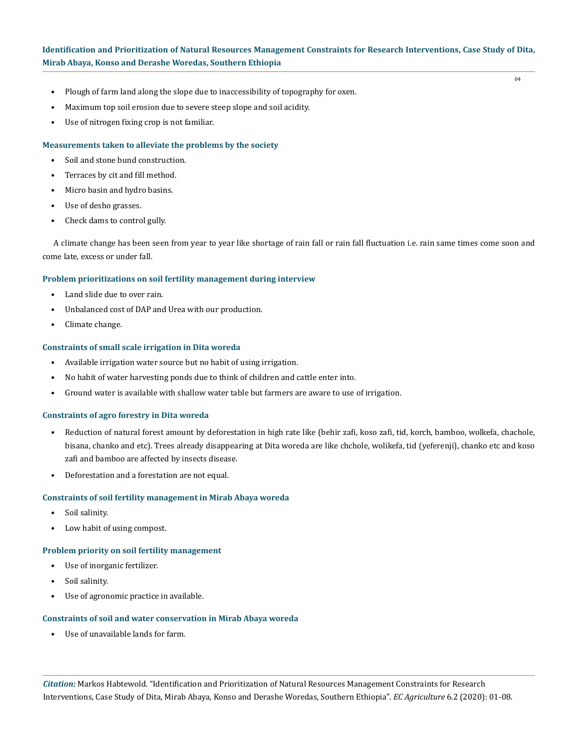- Plough of farm land along the slope due to inaccessibility of topography for oxen.
- Maximum top soil erosion due to severe steep slope and soil acidity.
- Use of nitrogen fixing crop is not familiar.

### Measurements taken to alleviate the problems by the society

- Soil and stone bund construction.
- Terraces by cit and fill method.
- Micro basin and hydro basins.
- Use of desho grasses.
- Check dams to control gully.

A climate change has been seen from year to year like shortage of rain fall or rain fall fluctuation i.e. rain same times come soon and come late, excess or under fall.

### Problem prioritizations on soil fertility management during interview

- Land slide due to over rain.
- Unbalanced cost of DAP and Urea with our production.
- Climate change.

### Constraints of small scale irrigation in Dita woreda

- Available irrigation water source but no habit of using irrigation.
- No habit of water harvesting ponds due to think of children and cattle enter into.
- Ground water is available with shallow water table but farmers are aware to use of irrigation.

### Constraints of agro forestry in Dita woreda

- Reduction of natural forest amount by deforestation in high rate like (behir zafi, koso zafi, tid, korch, bamboo, wolkefa, chachole, bisana, chanko and etc). Trees already disappearing at Dita woreda are like chchole, wolikefa, tid (yeferenji), chanko etc and koso zafi and bamboo are affected by insects disease.
- Deforestation and a forestation are not equal.

### Constraints of soil fertility management in Mirab Abaya woreda

- Soil salinity.
- Low habit of using compost.

### Problem priority on soil fertility management

- Use of inorganic fertilizer.
- Soil salinity.
- Use of agronomic practice in available.

### Constraints of soil and water conservation in Mirab Abaya woreda

- Use of unavailable lands for farm.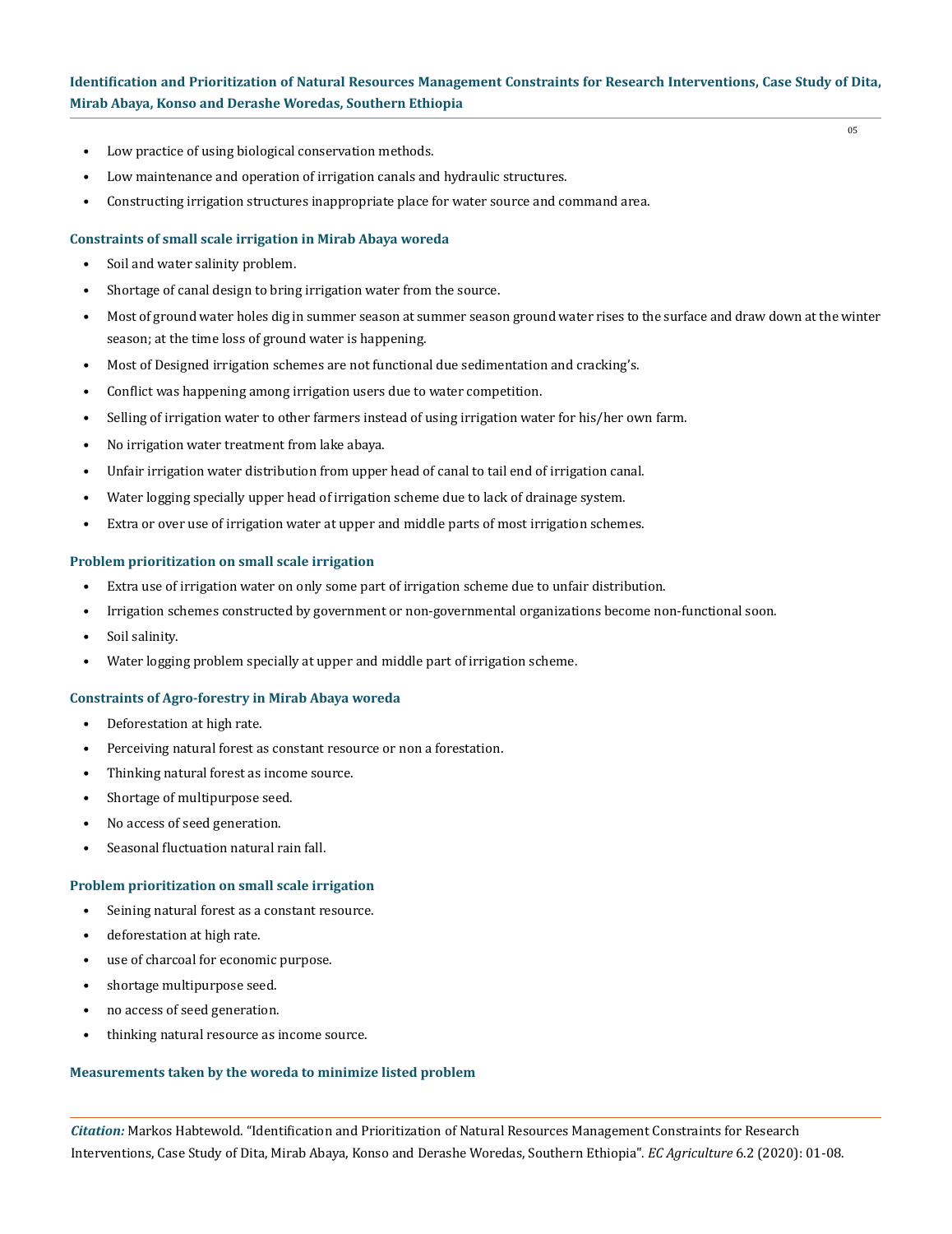- Low practice of using biological conservation methods.
- Low maintenance and operation of irrigation canals and hydraulic structures.
- Constructing irrigation structures inappropriate place for water source and command area.

#### Constraints of small scale irrigation in Mirab Abaya woreda

- Soil and water salinity problem.
- Shortage of canal design to bring irrigation water from the source.
- Most of ground water holes dig in summer season at summer season ground water rises to the surface and draw down at the winter season; at the time loss of ground water is happening.
- Most of Designed irrigation schemes are not functional due sedimentation and cracking's.
- Conflict was happening among irrigation users due to water competition.
- Selling of irrigation water to other farmers instead of using irrigation water for his/her own farm.
- No irrigation water treatment from lake abaya.
- Unfair irrigation water distribution from upper head of canal to tail end of irrigation canal.
- Water logging specially upper head of irrigation scheme due to lack of drainage system.
- Extra or over use of irrigation water at upper and middle parts of most irrigation schemes.

#### Problem prioritization on small scale irrigation

- Extra use of irrigation water on only some part of irrigation scheme due to unfair distribution.
- Irrigation schemes constructed by government or non-governmental organizations become non-functional soon.
- Soil salinity.
- Water logging problem specially at upper and middle part of irrigation scheme.

#### Constraints of Agro-forestry in Mirab Abaya woreda

- Deforestation at high rate.
- Perceiving natural forest as constant resource or non a forestation.
- Thinking natural forest as income source.
- Shortage of multipurpose seed.
- No access of seed generation.
- Seasonal fluctuation natural rain fall.

#### Problem prioritization on small scale irrigation

- Seining natural forest as a constant resource.
- deforestation at high rate.
- use of charcoal for economic purpose.
- shortage multipurpose seed.
- no access of seed generation.
- thinking natural resource as income source.

#### Measurements taken by the woreda to minimize listed problem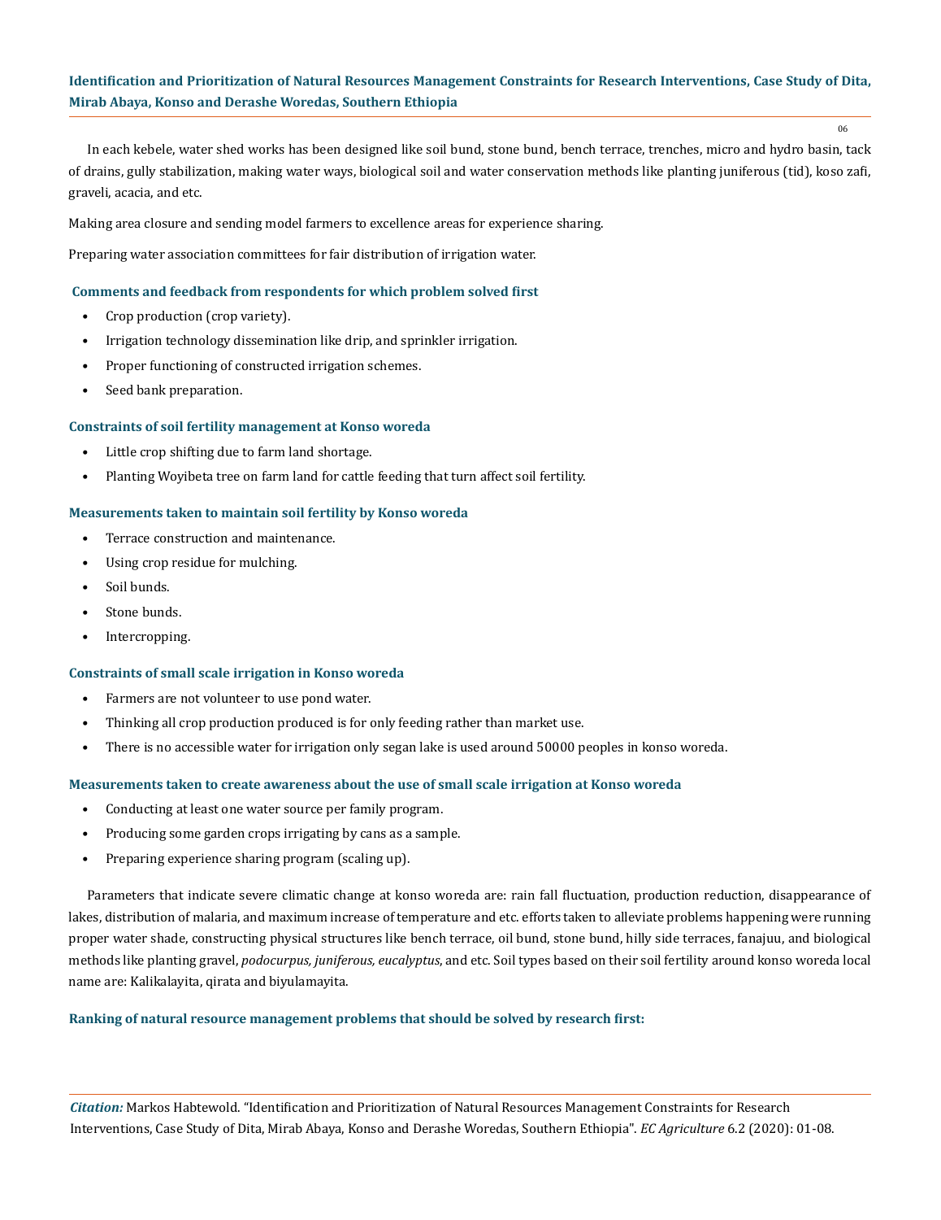In each kebele, water shed works has been designed like soil bund, stone bund, bench terrace, trenches, micro and hydro basin, tack of drains, gully stabilization, making water ways, biological soil and water conservation methods like planting juniferous (tid), koso zafi, graveli, acacia, and etc.

Making area closure and sending model farmers to excellence areas for experience sharing.

Preparing water association committees for fair distribution of irrigation water.

#### Comments and feedback from respondents for which problem solved first

- Crop production (crop variety).
- Irrigation technology dissemination like drip, and sprinkler irrigation.
- Proper functioning of constructed irrigation schemes.
- Seed bank preparation.

#### Constraints of soil fertility management at Konso woreda

- Little crop shifting due to farm land shortage.
- Planting Woyibeta tree on farm land for cattle feeding that turn affect soil fertility.

#### Measurements taken to maintain soil fertility by Konso woreda

- Terrace construction and maintenance.
- Using crop residue for mulching.
- Soil bunds.
- Stone bunds.
- Intercropping.

#### Constraints of small scale irrigation in Konso woreda

- Farmers are not volunteer to use pond water.
- Thinking all crop production produced is for only feeding rather than market use.
- There is no accessible water for irrigation only segan lake is used around 50000 peoples in konso woreda.

#### Measurements taken to create awareness about the use of small scale irrigation at Konso woreda

- Conducting at least one water source per family program.
- Producing some garden crops irrigating by cans as a sample.
- Preparing experience sharing program (scaling up).

Parameters that indicate severe climatic change at konso woreda are: rain fall fluctuation, production reduction, disappearance of lakes, distribution of malaria, and maximum increase of temperature and etc. efforts taken to alleviate problems happening were running proper water shade, constructing physical structures like bench terrace, oil bund, stone bund, hilly side terraces, fanajuu, and biological methods like planting gravel, *podocurpus, juniferous, eucalyptus*, and etc. Soil types based on their soil fertility around konso woreda local name are: Kalikalayita, qirata and biyulamayita.

#### Ranking of natural resource management problems that should be solved by research first: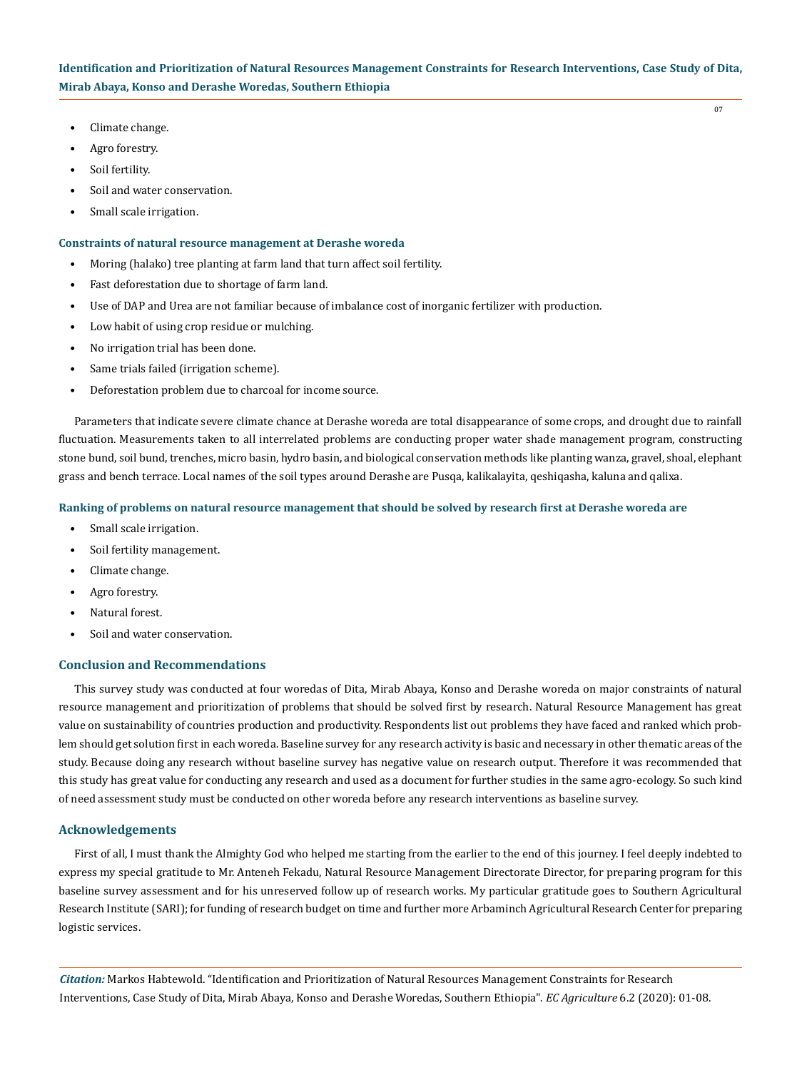- Climate change.
- Agro forestry.
- Soil fertility.
- Soil and water conservation.
- Small scale irrigation.

### Constraints of natural resource management at Derashe woreda

- Moring (halako) tree planting at farm land that turn affect soil fertility.
- Fast deforestation due to shortage of farm land.
- Use of DAP and Urea are not familiar because of imbalance cost of inorganic fertilizer with production.
- Low habit of using crop residue or mulching.
- No irrigation trial has been done.
- Same trials failed (irrigation scheme).
- Deforestation problem due to charcoal for income source.

Parameters that indicate severe climate chance at Derashe woreda are total disappearance of some crops, and drought due to rainfall fluctuation. Measurements taken to all interrelated problems are conducting proper water shade management program, constructing stone bund, soil bund, trenches, micro basin, hydro basin, and biological conservation methods like planting wanza, gravel, shoal, elephant grass and bench terrace. Local names of the soil types around Derashe are Pusqa, kalikalayita, qeshiqasha, kaluna and qalixa.

### Ranking of problems on natural resource management that should be solved by research first at Derashe woreda are

- Small scale irrigation.
- Soil fertility management.
- Climate change.
- Agro forestry.
- Natural forest.
- Soil and water conservation.

## Conclusion and Recommendations

This survey study was conducted at four woredas of Dita, Mirab Abaya, Konso and Derashe woreda on major constraints of natural resource management and prioritization of problems that should be solved first by research. Natural Resource Management has great value on sustainability of countries production and productivity. Respondents list out problems they have faced and ranked which problem should get solution first in each woreda. Baseline survey for any research activity is basic and necessary in other thematic areas of the study. Because doing any research without baseline survey has negative value on research output. Therefore it was recommended that this study has great value for conducting any research and used as a document for further studies in the same agro-ecology. So such kind of need assessment study must be conducted on other woreda before any research interventions as baseline survey.

## Acknowledgements

First of all, I must thank the Almighty God who helped me starting from the earlier to the end of this journey. I feel deeply indebted to express my special gratitude to Mr. Anteneh Fekadu, Natural Resource Management Directorate Director, for preparing program for this baseline survey assessment and for his unreserved follow up of research works. My particular gratitude goes to Southern Agricultural Research Institute (SARI); for funding of research budget on time and further more Arbaminch Agricultural Research Center for preparing logistic services.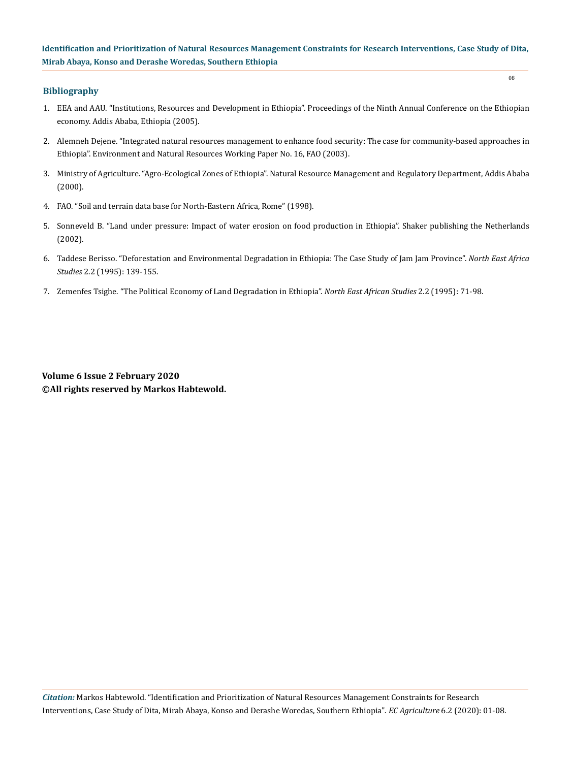## Bibliography

1. EEA and AAU. "Institutions, Resources and Development in Ethiopia". Proceedings of the Ninth Annual Conference on the Ethiopian economy. Addis Ababa, Ethiopia (2005).
2. Alemneh Dejene. "Integrated natural resources management to enhance food security: The case for community-based approaches in Ethiopia". Environment and Natural Resources Working Paper No. 16, FAO (2003).
3. Ministry of Agriculture. "Agro-Ecological Zones of Ethiopia". Natural Resource Management and Regulatory Department, Addis Ababa (2000).
4. FAO. "Soil and terrain data base for North-Eastern Africa, Rome" (1998).
5. Sonneveld B. "Land under pressure: Impact of water erosion on food production in Ethiopia". Shaker publishing the Netherlands (2002).
6. Taddese Berisso. "Deforestation and Environmental Degradation in Ethiopia: The Case Study of Jam Jam Province". *North East Africa Studies* 2.2 (1995): 139-155.
7. Zemenfes Tsighe. "The Political Economy of Land Degradation in Ethiopia". *North East African Studies* 2.2 (1995): 71-98.

**Volume 6 Issue 2 February 2020**
**©All rights reserved by Markos Habtewold.**